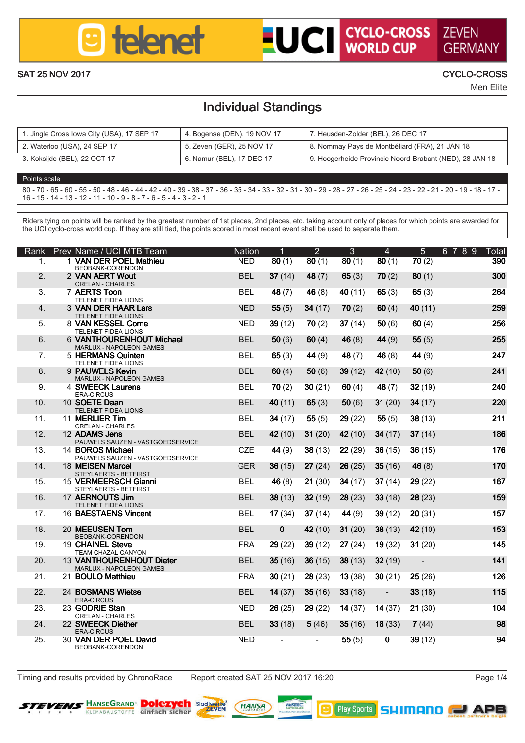# telenet UCI CYCLO-CROSS WORLD CUP ZEVEN GERMANY

SAT 25 NOV 2017

CYCLO-CROSS
Men Elite

## Individual Standings

| | | |
|---|---|---|
| 1. Jingle Cross Iowa City (USA), 17 SEP 17 | 4. Bogense (DEN), 19 NOV 17 | 7. Heusden-Zolder (BEL), 26 DEC 17 |
| 2. Waterloo (USA), 24 SEP 17 | 5. Zeven (GER), 25 NOV 17 | 8. Nommay Pays de Montbéliard (FRA), 21 JAN 18 |
| 3. Koksijde (BEL), 22 OCT 17 | 6. Namur (BEL), 17 DEC 17 | 9. Hoogerheide Provincie Noord-Brabant (NED), 28 JAN 18 |

**Points scale**

80 - 70 - 65 - 60 - 55 - 50 - 48 - 46 - 44 - 42 - 40 - 39 - 38 - 37 - 36 - 35 - 34 - 33 - 32 - 31 - 30 - 29 - 28 - 27 - 26 - 25 - 24 - 23 - 22 - 21 - 20 - 19 - 18 - 17 - 16 - 15 - 14 - 13 - 12 - 11 - 10 - 9 - 8 - 7 - 6 - 5 - 4 - 3 - 2 - 1

Riders tying on points will be ranked by the greatest number of 1st places, 2nd places, etc. taking account only of places for which points are awarded for the UCI cyclo-cross world cup. If they are still tied, the points scored in most recent event shall be used to separate them.

| Rank | Prev | Name / UCI MTB Team | Nation | 1 | 2 | 3 | 4 | 5 | 6 | 7 | 8 | 9 | Total |
|---|---|---|---|---|---|---|---|---|---|---|---|---|---|
| 1. | 1 | **VAN DER POEL Mathieu** BEOBANK-CORENDON | NED | **80** (1) | **80** (1) | **80** (1) | **80** (1) | **70** (2) | | | | | **390** |
| 2. | 2 | **VAN AERT Wout** CRELAN - CHARLES | BEL | **37** (14) | **48** (7) | **65** (3) | **70** (2) | **80** (1) | | | | | **300** |
| 3. | 7 | **AERTS Toon** TELENET FIDEA LIONS | BEL | **48** (7) | **46** (8) | **40** (11) | **65** (3) | **65** (3) | | | | | **264** |
| 4. | 3 | **VAN DER HAAR Lars** TELENET FIDEA LIONS | NED | **55** (5) | **34** (17) | **70** (2) | **60** (4) | **40** (11) | | | | | **259** |
| 5. | 8 | **VAN KESSEL Corne** TELENET FIDEA LIONS | NED | **39** (12) | **70** (2) | **37** (14) | **50** (6) | **60** (4) | | | | | **256** |
| 6. | 6 | **VANTHOURENHOUT Michael** MARLUX - NAPOLEON GAMES | BEL | **50** (6) | **60** (4) | **46** (8) | **44** (9) | **55** (5) | | | | | **255** |
| 7. | 5 | **HERMANS Quinten** TELENET FIDEA LIONS | BEL | **65** (3) | **44** (9) | **48** (7) | **46** (8) | **44** (9) | | | | | **247** |
| 8. | 9 | **PAUWELS Kevin** MARLUX - NAPOLEON GAMES | BEL | **60** (4) | **50** (6) | **39** (12) | **42** (10) | **50** (6) | | | | | **241** |
| 9. | 4 | **SWEECK Laurens** ERA-CIRCUS | BEL | **70** (2) | **30** (21) | **60** (4) | **48** (7) | **32** (19) | | | | | **240** |
| 10. | 10 | **SOETE Daan** TELENET FIDEA LIONS | BEL | **40** (11) | **65** (3) | **50** (6) | **31** (20) | **34** (17) | | | | | **220** |
| 11. | 11 | **MERLIER Tim** CRELAN - CHARLES | BEL | **34** (17) | **55** (5) | **29** (22) | **55** (5) | **38** (13) | | | | | **211** |
| 12. | 12 | **ADAMS Jens** PAUWELS SAUZEN - VASTGOEDSERVICE | BEL | **42** (10) | **31** (20) | **42** (10) | **34** (17) | **37** (14) | | | | | **186** |
| 13. | 14 | **BOROS Michael** PAUWELS SAUZEN - VASTGOEDSERVICE | CZE | **44** (9) | **38** (13) | **22** (29) | **36** (15) | **36** (15) | | | | | **176** |
| 14. | 18 | **MEISEN Marcel** STEYLAERTS - BETFIRST | GER | **36** (15) | **27** (24) | **26** (25) | **35** (16) | **46** (8) | | | | | **170** |
| 15. | 15 | **VERMEERSCH Gianni** STEYLAERTS - BETFIRST | BEL | **46** (8) | **21** (30) | **34** (17) | **37** (14) | **29** (22) | | | | | **167** |
| 16. | 17 | **AERNOUTS Jim** TELENET FIDEA LIONS | BEL | **38** (13) | **32** (19) | **28** (23) | **33** (18) | **28** (23) | | | | | **159** |
| 17. | 16 | **BAESTAENS Vincent** | BEL | **17** (34) | **37** (14) | **44** (9) | **39** (12) | **20** (31) | | | | | **157** |
| 18. | 20 | **MEEUSEN Tom** BEOBANK-CORENDON | BEL | **0** | **42** (10) | **31** (20) | **38** (13) | **42** (10) | | | | | **153** |
| 19. | 19 | **CHAINEL Steve** TEAM CHAZAL CANYON | FRA | **29** (22) | **39** (12) | **27** (24) | **19** (32) | **31** (20) | | | | | **145** |
| 20. | 13 | **VANTHOURENHOUT Dieter** MARLUX - NAPOLEON GAMES | BEL | **35** (16) | **36** (15) | **38** (13) | **32** (19) | - | | | | | **141** |
| 21. | 21 | **BOULO Matthieu** | FRA | **30** (21) | **28** (23) | **13** (38) | **30** (21) | **25** (26) | | | | | **126** |
| 22. | 24 | **BOSMANS Wietse** ERA-CIRCUS | BEL | **14** (37) | **35** (16) | **33** (18) | - | **33** (18) | | | | | **115** |
| 23. | 23 | **GODRIE Stan** CRELAN - CHARLES | NED | **26** (25) | **29** (22) | **14** (37) | **14** (37) | **21** (30) | | | | | **104** |
| 24. | 22 | **SWEECK Diether** ERA-CIRCUS | BEL | **33** (18) | **5** (46) | **35** (16) | **18** (33) | **7** (44) | | | | | **98** |
| 25. | 30 | **VAN DER POEL David** BEOBANK-CORENDON | NED | - | - | **55** (5) | **0** | **39** (12) | | | | | **94** |

Timing and results provided by ChronoRace    Report created SAT 25 NOV 2017 16:20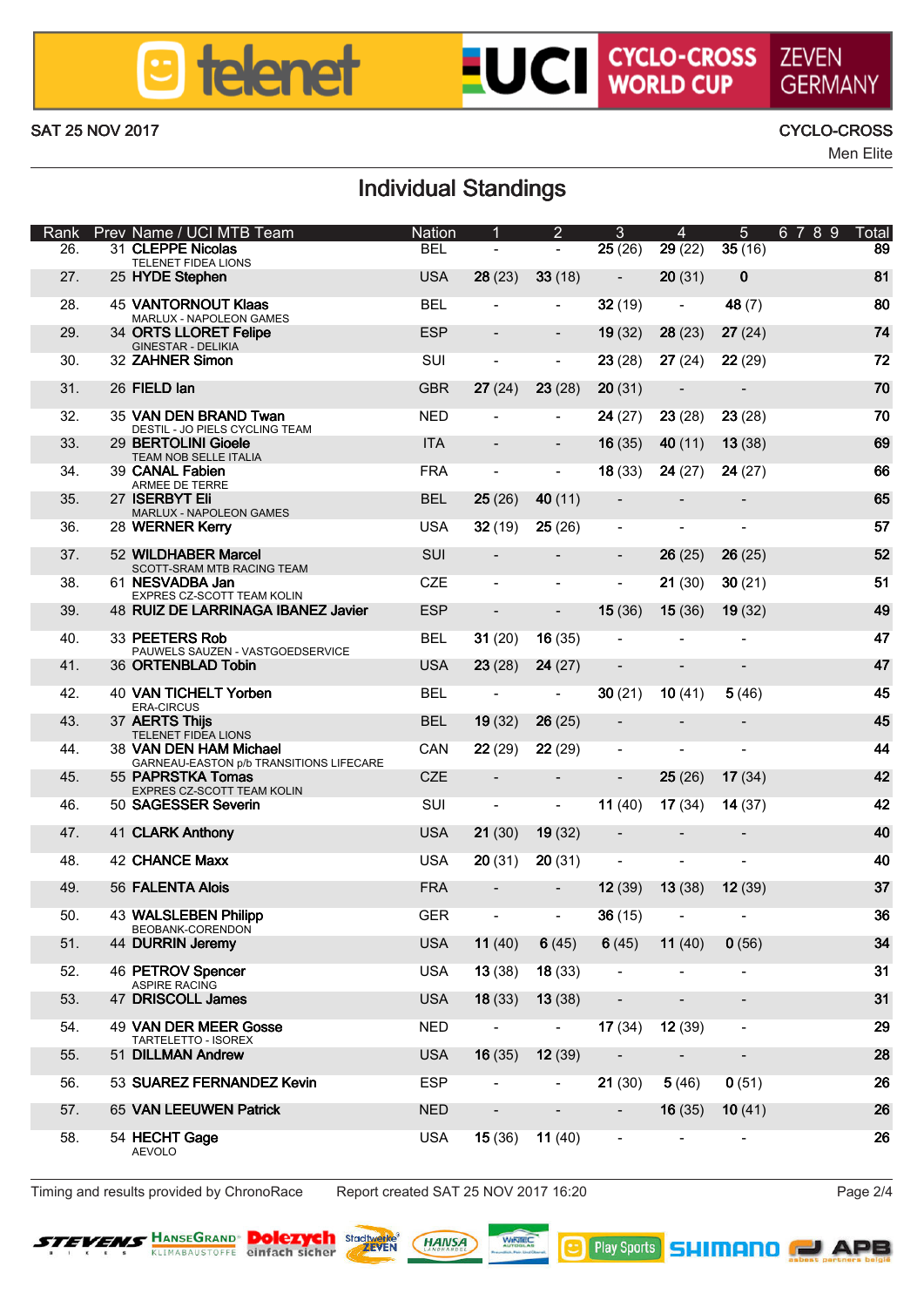SAT 25 NOV 2017

CYCLO-CROSS
Men Elite

## Individual Standings

| Rank | Prev | Name / UCI MTB Team | Nation | 1 | 2 | 3 | 4 | 5 | 6 | 7 | 8 | 9 | Total |
|---|---|---|---|---|---|---|---|---|---|---|---|---|---|
| 26. | 31 | **CLEPPE Nicolas** TELENET FIDEA LIONS | BEL | - | - | **25** (26) | **29** (22) | **35** (16) | | | | | **89** |
| 27. | 25 | **HYDE Stephen** | USA | **28** (23) | **33** (18) | - | **20** (31) | **0** | | | | | **81** |
| 28. | 45 | **VANTORNOUT Klaas** MARLUX - NAPOLEON GAMES | BEL | - | - | **32** (19) | - | **48** (7) | | | | | **80** |
| 29. | 34 | **ORTS LLORET Felipe** GINESTAR - DELIKIA | ESP | - | - | **19** (32) | **28** (23) | **27** (24) | | | | | **74** |
| 30. | 32 | **ZAHNER Simon** | SUI | - | - | **23** (28) | **27** (24) | **22** (29) | | | | | **72** |
| 31. | 26 | **FIELD Ian** | GBR | **27** (24) | **23** (28) | **20** (31) | - | - | | | | | **70** |
| 32. | 35 | **VAN DEN BRAND Twan** DESTIL - JO PIELS CYCLING TEAM | NED | - | - | **24** (27) | **23** (28) | **23** (28) | | | | | **70** |
| 33. | 29 | **BERTOLINI Gioele** TEAM NOB SELLE ITALIA | ITA | - | - | **16** (35) | **40** (11) | **13** (38) | | | | | **69** |
| 34. | 39 | **CANAL Fabien** ARMEE DE TERRE | FRA | - | - | **18** (33) | **24** (27) | **24** (27) | | | | | **66** |
| 35. | 27 | **ISERBYT Eli** MARLUX - NAPOLEON GAMES | BEL | **25** (26) | **40** (11) | - | - | - | | | | | **65** |
| 36. | 28 | **WERNER Kerry** | USA | **32** (19) | **25** (26) | - | - | - | | | | | **57** |
| 37. | 52 | **WILDHABER Marcel** SCOTT-SRAM MTB RACING TEAM | SUI | - | - | - | **26** (25) | **26** (25) | | | | | **52** |
| 38. | 61 | **NESVADBA Jan** EXPRES CZ-SCOTT TEAM KOLIN | CZE | - | - | - | **21** (30) | **30** (21) | | | | | **51** |
| 39. | 48 | **RUIZ DE LARRINAGA IBANEZ Javier** | ESP | - | - | **15** (36) | **15** (36) | **19** (32) | | | | | **49** |
| 40. | 33 | **PEETERS Rob** PAUWELS SAUZEN - VASTGOEDSERVICE | BEL | **31** (20) | **16** (35) | - | - | - | | | | | **47** |
| 41. | 36 | **ORTENBLAD Tobin** | USA | **23** (28) | **24** (27) | - | - | - | | | | | **47** |
| 42. | 40 | **VAN TICHELT Yorben** ERA-CIRCUS | BEL | - | - | **30** (21) | **10** (41) | **5** (46) | | | | | **45** |
| 43. | 37 | **AERTS Thijs** TELENET FIDEA LIONS | BEL | **19** (32) | **26** (25) | - | - | - | | | | | **45** |
| 44. | 38 | **VAN DEN HAM Michael** GARNEAU-EASTON p/b TRANSITIONS LIFECARE | CAN | **22** (29) | **22** (29) | - | - | - | | | | | **44** |
| 45. | 55 | **PAPRSTKA Tomas** EXPRES CZ-SCOTT TEAM KOLIN | CZE | - | - | - | **25** (26) | **17** (34) | | | | | **42** |
| 46. | 50 | **SAGESSER Severin** | SUI | - | - | **11** (40) | **17** (34) | **14** (37) | | | | | **42** |
| 47. | 41 | **CLARK Anthony** | USA | **21** (30) | **19** (32) | - | - | - | | | | | **40** |
| 48. | 42 | **CHANCE Maxx** | USA | **20** (31) | **20** (31) | - | - | - | | | | | **40** |
| 49. | 56 | **FALENTA Alois** | FRA | - | - | **12** (39) | **13** (38) | **12** (39) | | | | | **37** |
| 50. | 43 | **WALSLEBEN Philipp** BEOBANK-CORENDON | GER | - | - | **36** (15) | - | - | | | | | **36** |
| 51. | 44 | **DURRIN Jeremy** | USA | **11** (40) | **6** (45) | **6** (45) | **11** (40) | **0** (56) | | | | | **34** |
| 52. | 46 | **PETROV Spencer** ASPIRE RACING | USA | **13** (38) | **18** (33) | - | - | - | | | | | **31** |
| 53. | 47 | **DRISCOLL James** | USA | **18** (33) | **13** (38) | - | - | - | | | | | **31** |
| 54. | 49 | **VAN DER MEER Gosse** TARTELETTO - ISOREX | NED | - | - | **17** (34) | **12** (39) | - | | | | | **29** |
| 55. | 51 | **DILLMAN Andrew** | USA | **16** (35) | **12** (39) | - | - | - | | | | | **28** |
| 56. | 53 | **SUAREZ FERNANDEZ Kevin** | ESP | - | - | **21** (30) | **5** (46) | **0** (51) | | | | | **26** |
| 57. | 65 | **VAN LEEUWEN Patrick** | NED | - | - | - | **16** (35) | **10** (41) | | | | | **26** |
| 58. | 54 | **HECHT Gage** AEVOLO | USA | **15** (36) | **11** (40) | - | - | - | | | | | **26** |

Timing and results provided by ChronoRace    Report created SAT 25 NOV 2017 16:20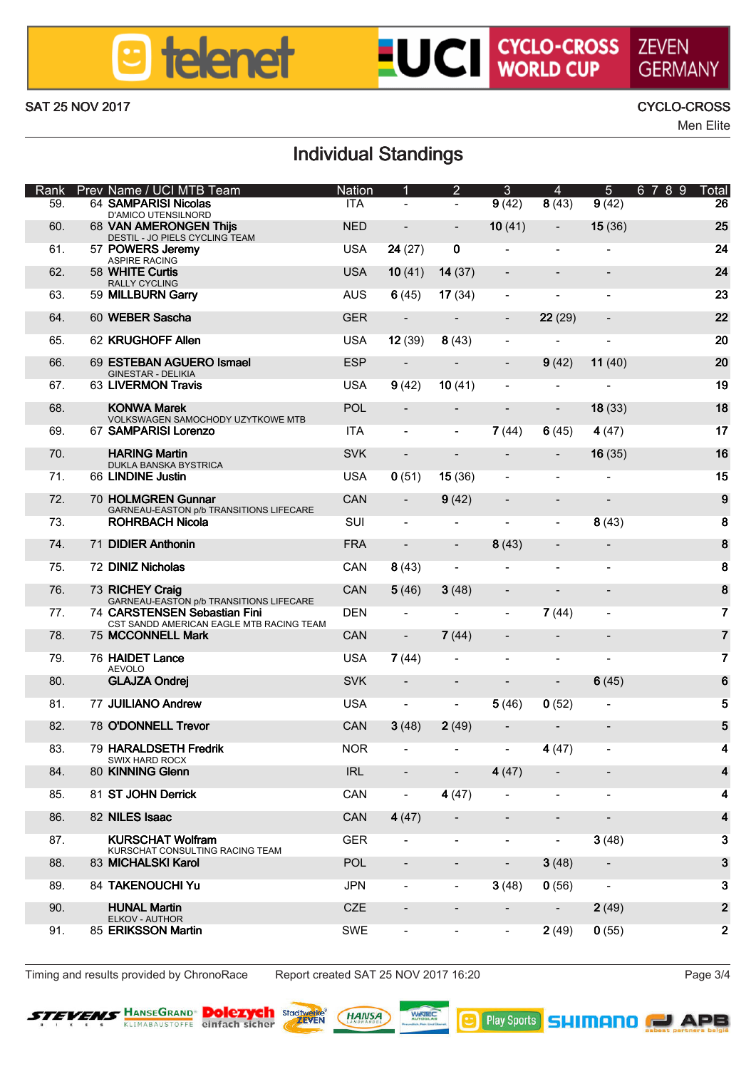SAT 25 NOV 2017

CYCLO-CROSS
Men Elite

## Individual Standings

| Rank | Prev | Name / UCI MTB Team | Nation | 1 | 2 | 3 | 4 | 5 | 6 | 7 | 8 | 9 | Total |
|---|---|---|---|---|---|---|---|---|---|---|---|---|---|
| 59. | 64 | **SAMPARISI Nicolas** D'AMICO UTENSILNORD | ITA | - | - | **9** (42) | **8** (43) | **9** (42) | | | | | **26** |
| 60. | 68 | **VAN AMERONGEN Thijs** DESTIL - JO PIELS CYCLING TEAM | NED | - | - | **10** (41) | - | **15** (36) | | | | | **25** |
| 61. | 57 | **POWERS Jeremy** ASPIRE RACING | USA | **24** (27) | **0** | - | - | - | | | | | **24** |
| 62. | 58 | **WHITE Curtis** RALLY CYCLING | USA | **10** (41) | **14** (37) | - | - | - | | | | | **24** |
| 63. | 59 | **MILLBURN Garry** | AUS | **6** (45) | **17** (34) | - | - | - | | | | | **23** |
| 64. | 60 | **WEBER Sascha** | GER | - | - | - | **22** (29) | - | | | | | **22** |
| 65. | 62 | **KRUGHOFF Allen** | USA | **12** (39) | **8** (43) | - | - | - | | | | | **20** |
| 66. | 69 | **ESTEBAN AGUERO Ismael** GINESTAR - DELIKIA | ESP | - | - | - | **9** (42) | **11** (40) | | | | | **20** |
| 67. | 63 | **LIVERMON Travis** | USA | **9** (42) | **10** (41) | - | - | - | | | | | **19** |
| 68. | | **KONWA Marek** VOLKSWAGEN SAMOCHODY UZYTKOWE MTB | POL | - | - | - | - | **18** (33) | | | | | **18** |
| 69. | 67 | **SAMPARISI Lorenzo** | ITA | - | - | **7** (44) | **6** (45) | **4** (47) | | | | | **17** |
| 70. | | **HARING Martin** DUKLA BANSKA BYSTRICA | SVK | - | - | - | - | **16** (35) | | | | | **16** |
| 71. | 66 | **LINDINE Justin** | USA | **0** (51) | **15** (36) | - | - | - | | | | | **15** |
| 72. | 70 | **HOLMGREN Gunnar** GARNEAU-EASTON p/b TRANSITIONS LIFECARE | CAN | - | **9** (42) | - | - | - | | | | | **9** |
| 73. | | **ROHRBACH Nicola** | SUI | - | - | - | - | **8** (43) | | | | | **8** |
| 74. | 71 | **DIDIER Anthonin** | FRA | - | - | **8** (43) | - | - | | | | | **8** |
| 75. | 72 | **DINIZ Nicholas** | CAN | **8** (43) | - | - | - | - | | | | | **8** |
| 76. | 73 | **RICHEY Craig** GARNEAU-EASTON p/b TRANSITIONS LIFECARE | CAN | **5** (46) | **3** (48) | - | - | - | | | | | **8** |
| 77. | 74 | **CARSTENSEN Sebastian Fini** CST SANDD AMERICAN EAGLE MTB RACING TEAM | DEN | - | - | - | **7** (44) | - | | | | | **7** |
| 78. | 75 | **MCCONNELL Mark** | CAN | - | **7** (44) | - | - | - | | | | | **7** |
| 79. | 76 | **HAIDET Lance** AEVOLO | USA | **7** (44) | - | - | - | - | | | | | **7** |
| 80. | | **GLAJZA Ondrej** | SVK | - | - | - | - | **6** (45) | | | | | **6** |
| 81. | 77 | **JUILIANO Andrew** | USA | - | - | **5** (46) | **0** (52) | - | | | | | **5** |
| 82. | 78 | **O'DONNELL Trevor** | CAN | **3** (48) | **2** (49) | - | - | - | | | | | **5** |
| 83. | 79 | **HARALDSETH Fredrik** SWIX HARD ROCX | NOR | - | - | - | **4** (47) | - | | | | | **4** |
| 84. | 80 | **KINNING Glenn** | IRL | - | - | **4** (47) | - | - | | | | | **4** |
| 85. | 81 | **ST JOHN Derrick** | CAN | - | **4** (47) | - | - | - | | | | | **4** |
| 86. | 82 | **NILES Isaac** | CAN | **4** (47) | - | - | - | - | | | | | **4** |
| 87. | | **KURSCHAT Wolfram** KURSCHAT CONSULTING RACING TEAM | GER | - | - | - | - | **3** (48) | | | | | **3** |
| 88. | 83 | **MICHALSKI Karol** | POL | - | - | - | **3** (48) | - | | | | | **3** |
| 89. | 84 | **TAKENOUCHI Yu** | JPN | - | - | **3** (48) | **0** (56) | - | | | | | **3** |
| 90. | | **HUNAL Martin** ELKOV - AUTHOR | CZE | - | - | - | - | **2** (49) | | | | | **2** |
| 91. | 85 | **ERIKSSON Martin** | SWE | - | - | - | **2** (49) | **0** (55) | | | | | **2** |

Timing and results provided by ChronoRace — Report created SAT 25 NOV 2017 16:20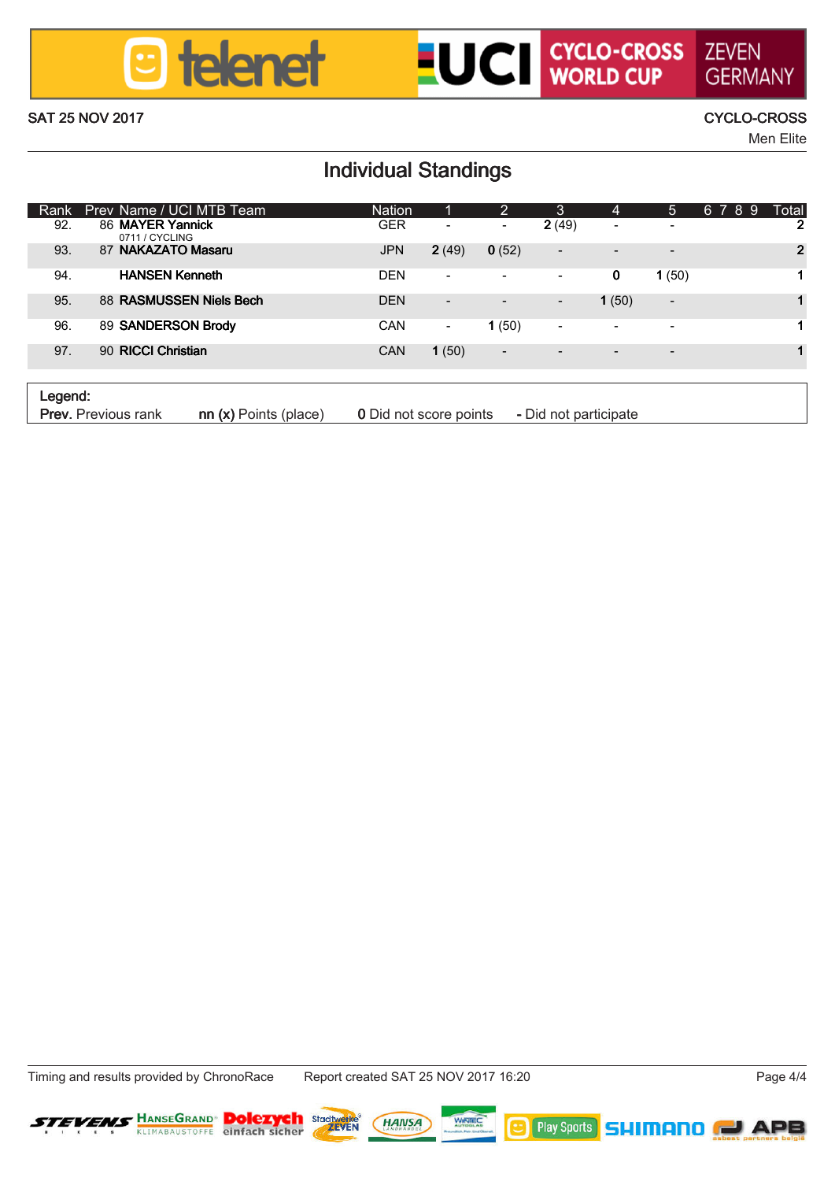SAT 25 NOV 2017

CYCLO-CROSS
Men Elite

# Individual Standings

| Rank | Prev | Name / UCI MTB Team | Nation | 1 | 2 | 3 | 4 | 5 | 6 7 8 9 | Total |
|---|---|---|---|---|---|---|---|---|---|---|
| 92. | 86 | **MAYER Yannick** 0711 / CYCLING | GER | - | - | **2** (49) | - | - | | **2** |
| 93. | 87 | **NAKAZATO Masaru** | JPN | **2** (49) | **0** (52) | - | - | - | | **2** |
| 94. | | **HANSEN Kenneth** | DEN | - | - | - | **0** | **1** (50) | | **1** |
| 95. | 88 | **RASMUSSEN Niels Bech** | DEN | - | - | - | **1** (50) | - | | **1** |
| 96. | 89 | **SANDERSON Brody** | CAN | - | **1** (50) | - | - | - | | **1** |
| 97. | 90 | **RICCI Christian** | CAN | **1** (50) | - | - | - | - | | **1** |

Legend:
**Prev.** Previous rank  **nn (x)** Points (place)  **0** Did not score points  **-** Did not participate

Timing and results provided by ChronoRace  Report created SAT 25 NOV 2017 16:20